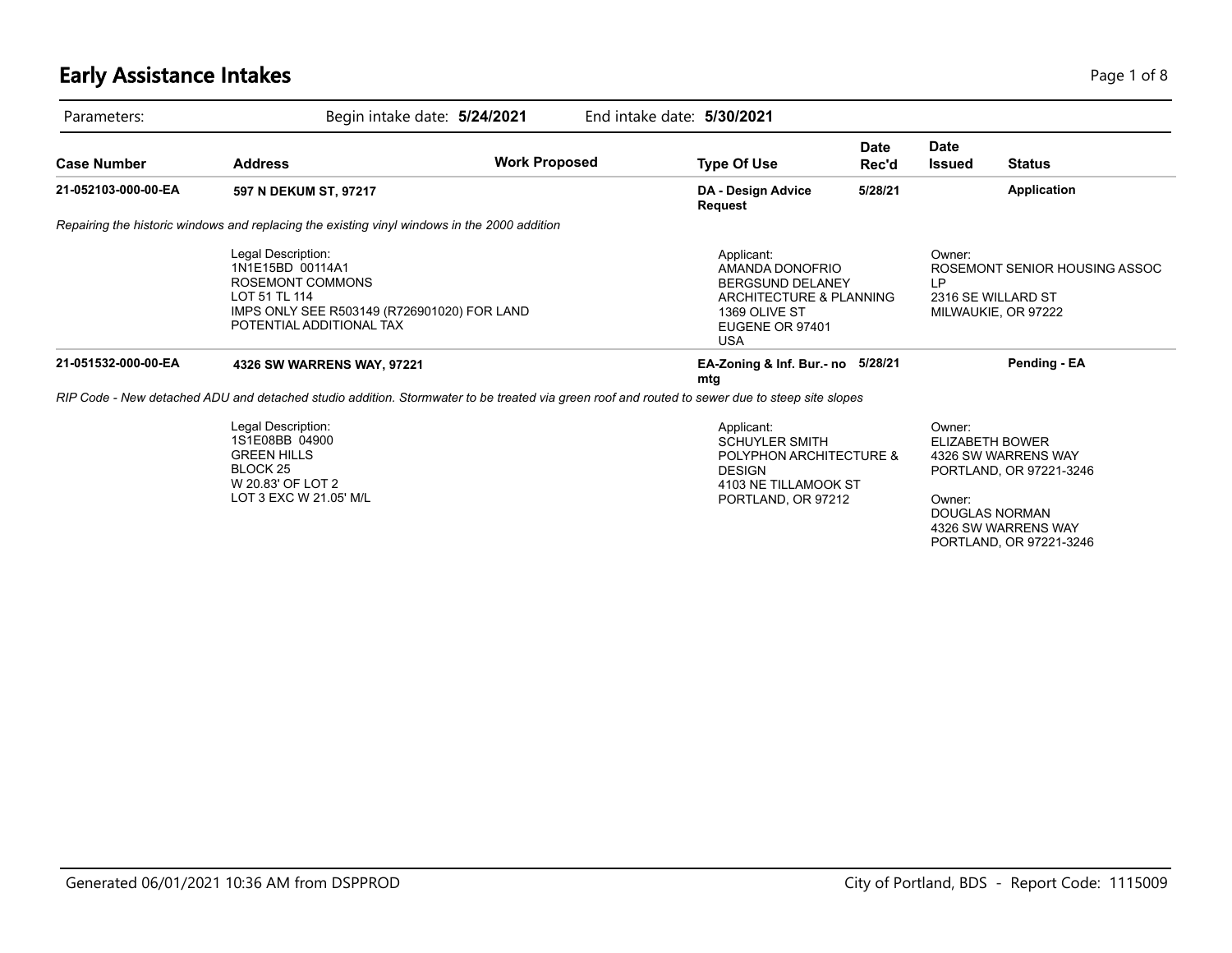# Early Assistance Intakes

Parameters: Begin intake date: **5/24/2021** End intake date: **5/30/2021**

| Case Number | Address | Work Proposed | Type Of Use | Date Rec'd | Date Issued | Status |
|---|---|---|---|---|---|---|
| **21-052103-000-00-EA** | **597 N DEKUM ST, 97217** | | **DA - Design Advice Request** | **5/28/21** | | **Application** |

*Repairing the historic windows and replacing the existing vinyl windows in the 2000 addition*

Legal Description:
1N1E15BD 00114A1
ROSEMONT COMMONS
LOT 51 TL 114
IMPS ONLY SEE R503149 (R726901020) FOR LAND
POTENTIAL ADDITIONAL TAX

Applicant:
AMANDA DONOFRIO
BERGSUND DELANEY
ARCHITECTURE & PLANNING
1369 OLIVE ST
EUGENE OR 97401
USA

Owner:
ROSEMONT SENIOR HOUSING ASSOC LP
2316 SE WILLARD ST
MILWAUKIE, OR 97222

| Case Number | Address | Work Proposed | Type Of Use | Date Rec'd | Date Issued | Status |
|---|---|---|---|---|---|---|
| **21-051532-000-00-EA** | **4326 SW WARRENS WAY, 97221** | | **EA-Zoning & Inf. Bur.- no mtg** | **5/28/21** | | **Pending - EA** |

*RIP Code - New detached ADU and detached studio addition. Stormwater to be treated via green roof and routed to sewer due to steep site slopes*

Legal Description:
1S1E08BB 04900
GREEN HILLS
BLOCK 25
W 20.83' OF LOT 2
LOT 3 EXC W 21.05' M/L

Applicant:
SCHUYLER SMITH
POLYPHON ARCHITECTURE & DESIGN
4103 NE TILLAMOOK ST
PORTLAND, OR 97212

Owner:
ELIZABETH BOWER
4326 SW WARRENS WAY
PORTLAND, OR 97221-3246

Owner:
DOUGLAS NORMAN
4326 SW WARRENS WAY
PORTLAND, OR 97221-3246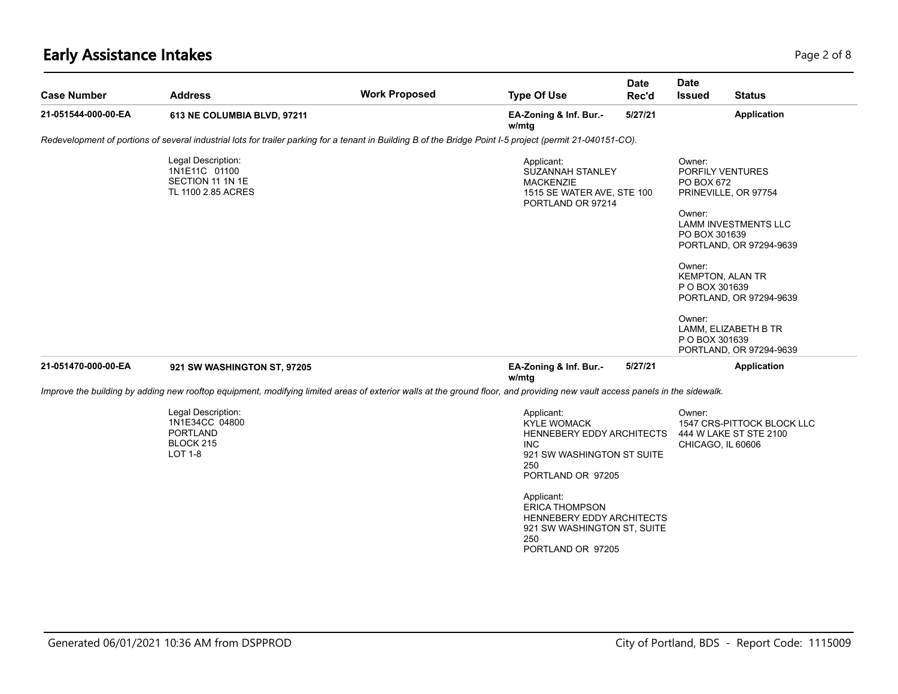# Early Assistance Intakes

| Case Number | Address | Work Proposed | Type Of Use | Date Rec'd | Date Issued | Status |
|---|---|---|---|---|---|---|
| **21-051544-000-00-EA** | **613 NE COLUMBIA BLVD, 97211** | | **EA-Zoning & Inf. Bur.- w/mtg** | **5/27/21** | | **Application** |

*Redevelopment of portions of several industrial lots for trailer parking for a tenant in Building B of the Bridge Point I-5 project (permit 21-040151-CO).*

Legal Description:
1N1E11C 01100
SECTION 11 1N 1E
TL 1100 2.85 ACRES

Applicant:
SUZANNAH STANLEY
MACKENZIE
1515 SE WATER AVE, STE 100
PORTLAND OR 97214

Owner:
PORFILY VENTURES
PO BOX 672
PRINEVILLE, OR 97754

Owner:
LAMM INVESTMENTS LLC
PO BOX 301639
PORTLAND, OR 97294-9639

Owner:
KEMPTON, ALAN TR
P O BOX 301639
PORTLAND, OR 97294-9639

Owner:
LAMM, ELIZABETH B TR
P O BOX 301639
PORTLAND, OR 97294-9639

| Case Number | Address | Work Proposed | Type Of Use | Date Rec'd | Date Issued | Status |
|---|---|---|---|---|---|---|
| **21-051470-000-00-EA** | **921 SW WASHINGTON ST, 97205** | | **EA-Zoning & Inf. Bur.- w/mtg** | **5/27/21** | | **Application** |

*Improve the building by adding new rooftop equipment, modifying limited areas of exterior walls at the ground floor, and providing new vault access panels in the sidewalk.*

Legal Description:
1N1E34CC 04800
PORTLAND
BLOCK 215
LOT 1-8

Applicant:
KYLE WOMACK
HENNEBERY EDDY ARCHITECTS INC
921 SW WASHINGTON ST SUITE 250
PORTLAND OR 97205

Applicant:
ERICA THOMPSON
HENNEBERY EDDY ARCHITECTS
921 SW WASHINGTON ST, SUITE 250
PORTLAND OR 97205

Owner:
1547 CRS-PITTOCK BLOCK LLC
444 W LAKE ST STE 2100
CHICAGO, IL 60606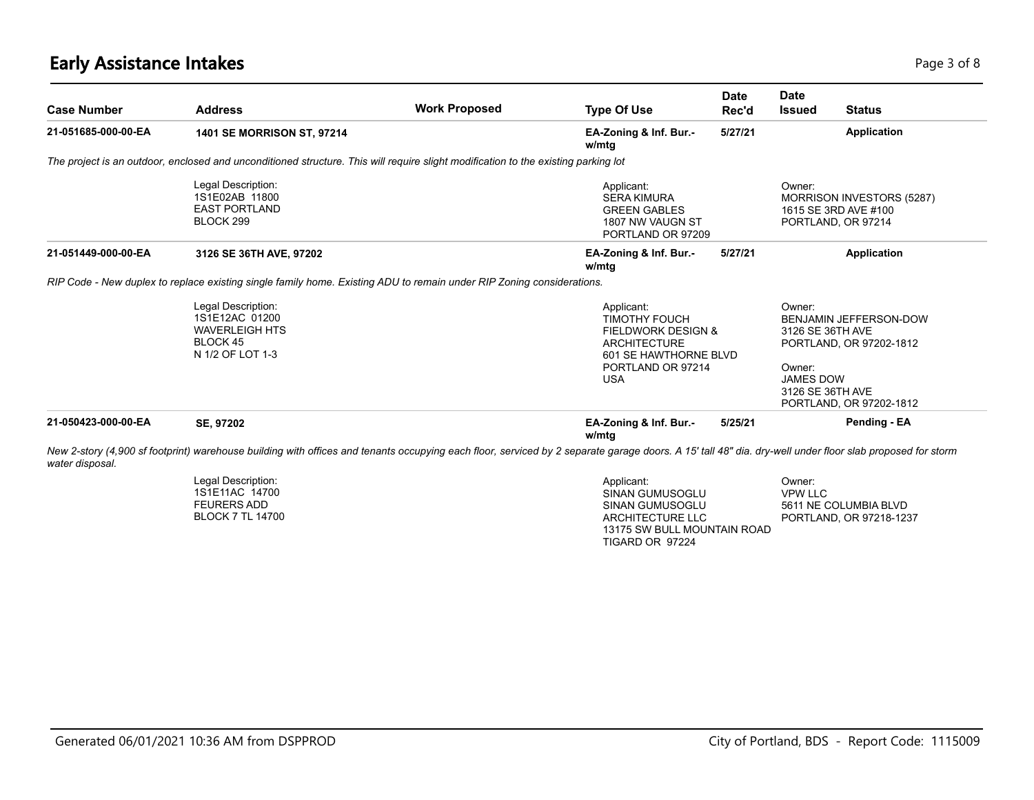# Early Assistance Intakes

| Case Number | Address | Work Proposed | Type Of Use | Date Rec'd | Date Issued | Status |
|---|---|---|---|---|---|---|
| **21-051685-000-00-EA** | **1401 SE MORRISON ST, 97214** | | **EA-Zoning & Inf. Bur.- w/mtg** | **5/27/21** | | **Application** |

*The project is an outdoor, enclosed and unconditioned structure. This will require slight modification to the existing parking lot*

Legal Description:
1S1E02AB 11800
EAST PORTLAND
BLOCK 299

Applicant:
SERA KIMURA
GREEN GABLES
1807 NW VAUGN ST
PORTLAND OR 97209

Owner:
MORRISON INVESTORS (5287)
1615 SE 3RD AVE #100
PORTLAND, OR 97214

| Case Number | Address | Work Proposed | Type Of Use | Date Rec'd | Date Issued | Status |
|---|---|---|---|---|---|---|
| **21-051449-000-00-EA** | **3126 SE 36TH AVE, 97202** | | **EA-Zoning & Inf. Bur.- w/mtg** | **5/27/21** | | **Application** |

*RIP Code - New duplex to replace existing single family home. Existing ADU to remain under RIP Zoning considerations.*

Legal Description:
1S1E12AC 01200
WAVERLEIGH HTS
BLOCK 45
N 1/2 OF LOT 1-3

Applicant:
TIMOTHY FOUCH
FIELDWORK DESIGN & ARCHITECTURE
601 SE HAWTHORNE BLVD
PORTLAND OR 97214
USA

Owner:
BENJAMIN JEFFERSON-DOW
3126 SE 36TH AVE
PORTLAND, OR 97202-1812

Owner:
JAMES DOW
3126 SE 36TH AVE
PORTLAND, OR 97202-1812

| Case Number | Address | Work Proposed | Type Of Use | Date Rec'd | Date Issued | Status |
|---|---|---|---|---|---|---|
| **21-050423-000-00-EA** | **SE, 97202** | | **EA-Zoning & Inf. Bur.- w/mtg** | **5/25/21** | | **Pending - EA** |

*New 2-story (4,900 sf footprint) warehouse building with offices and tenants occupying each floor, serviced by 2 separate garage doors. A 15' tall 48" dia. dry-well under floor slab proposed for storm water disposal.*

Legal Description:
1S1E11AC 14700
FEURERS ADD
BLOCK 7 TL 14700

Applicant:
SINAN GUMUSOGLU
SINAN GUMUSOGLU ARCHITECTURE LLC
13175 SW BULL MOUNTAIN ROAD
TIGARD OR 97224

Owner:
VPW LLC
5611 NE COLUMBIA BLVD
PORTLAND, OR 97218-1237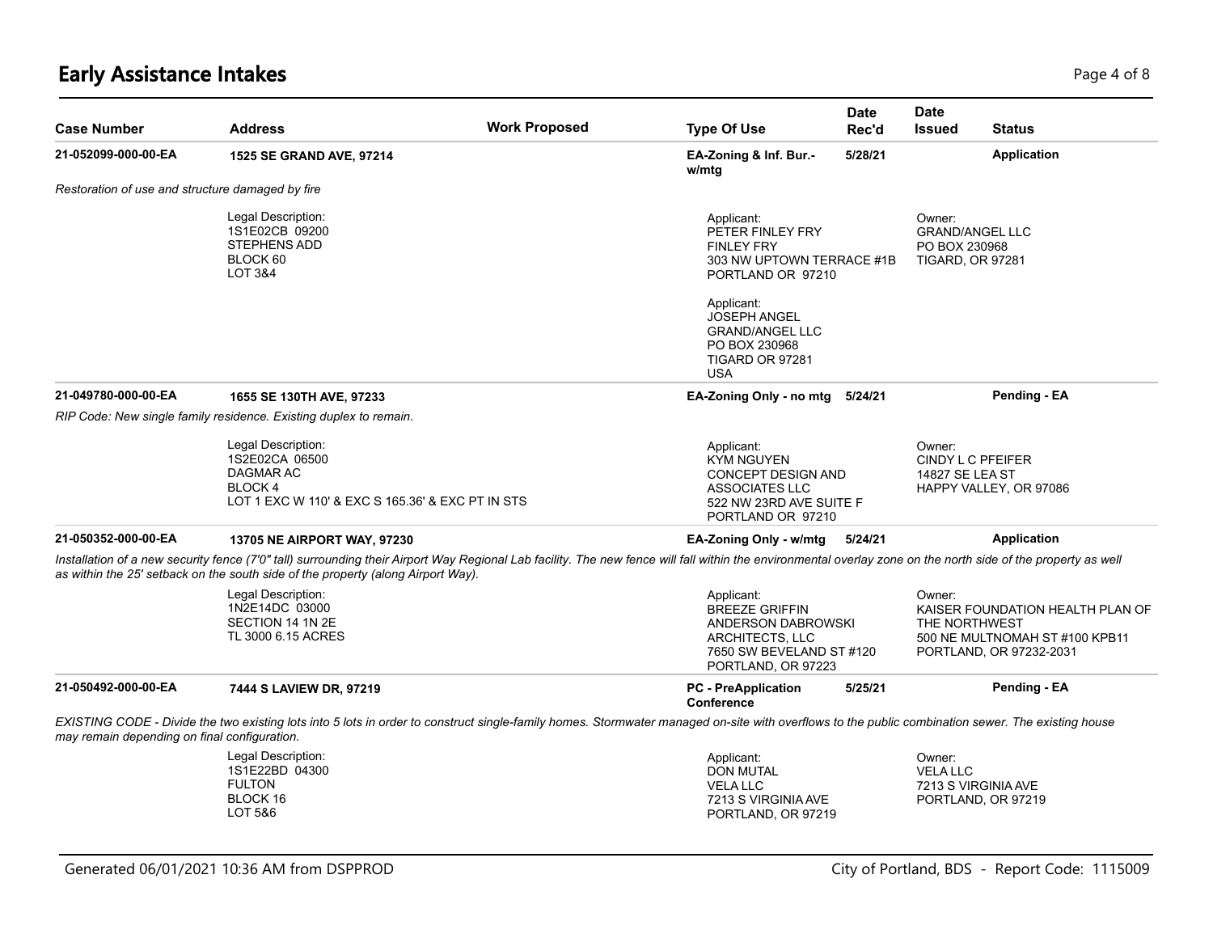# Early Assistance Intakes

| Case Number | Address | Work Proposed | Type Of Use | Date Rec'd | Date Issued | Status |
|---|---|---|---|---|---|---|
| 21-052099-000-00-EA | 1525 SE GRAND AVE, 97214 | | EA-Zoning & Inf. Bur.- w/mtg | 5/28/21 | | Application |

*Restoration of use and structure damaged by fire*

Legal Description:
1S1E02CB 09200
STEPHENS ADD
BLOCK 60
LOT 3&4

Applicant:
PETER FINLEY FRY
FINLEY FRY
303 NW UPTOWN TERRACE #1B
PORTLAND OR 97210

Applicant:
JOSEPH ANGEL
GRAND/ANGEL LLC
PO BOX 230968
TIGARD OR 97281
USA

Owner:
GRAND/ANGEL LLC
PO BOX 230968
TIGARD, OR 97281

| Case Number | Address | Work Proposed | Type Of Use | Date Rec'd | Date Issued | Status |
|---|---|---|---|---|---|---|
| 21-049780-000-00-EA | 1655 SE 130TH AVE, 97233 | | EA-Zoning Only - no mtg | 5/24/21 | | Pending - EA |

*RIP Code: New single family residence. Existing duplex to remain.*

Legal Description:
1S2E02CA 06500
DAGMAR AC
BLOCK 4
LOT 1 EXC W 110' & EXC S 165.36' & EXC PT IN STS

Applicant:
KYM NGUYEN
CONCEPT DESIGN AND ASSOCIATES LLC
522 NW 23RD AVE SUITE F
PORTLAND OR 97210

Owner:
CINDY L C PFEIFER
14827 SE LEA ST
HAPPY VALLEY, OR 97086

| Case Number | Address | Work Proposed | Type Of Use | Date Rec'd | Date Issued | Status |
|---|---|---|---|---|---|---|
| 21-050352-000-00-EA | 13705 NE AIRPORT WAY, 97230 | | EA-Zoning Only - w/mtg | 5/24/21 | | Application |

*Installation of a new security fence (7'0" tall) surrounding their Airport Way Regional Lab facility. The new fence will fall within the environmental overlay zone on the north side of the property as well as within the 25' setback on the south side of the property (along Airport Way).*

Legal Description:
1N2E14DC 03000
SECTION 14 1N 2E
TL 3000 6.15 ACRES

Applicant:
BREEZE GRIFFIN
ANDERSON DABROWSKI ARCHITECTS, LLC
7650 SW BEVELAND ST #120
PORTLAND, OR 97223

Owner:
KAISER FOUNDATION HEALTH PLAN OF THE NORTHWEST
500 NE MULTNOMAH ST #100 KPB11
PORTLAND, OR 97232-2031

| Case Number | Address | Work Proposed | Type Of Use | Date Rec'd | Date Issued | Status |
|---|---|---|---|---|---|---|
| 21-050492-000-00-EA | 7444 S LAVIEW DR, 97219 | | PC - PreApplication Conference | 5/25/21 | | Pending - EA |

*EXISTING CODE - Divide the two existing lots into 5 lots in order to construct single-family homes. Stormwater managed on-site with overflows to the public combination sewer. The existing house may remain depending on final configuration.*

Legal Description:
1S1E22BD 04300
FULTON
BLOCK 16
LOT 5&6

Applicant:
DON MUTAL
VELA LLC
7213 S VIRGINIA AVE
PORTLAND, OR 97219

Owner:
VELA LLC
7213 S VIRGINIA AVE
PORTLAND, OR 97219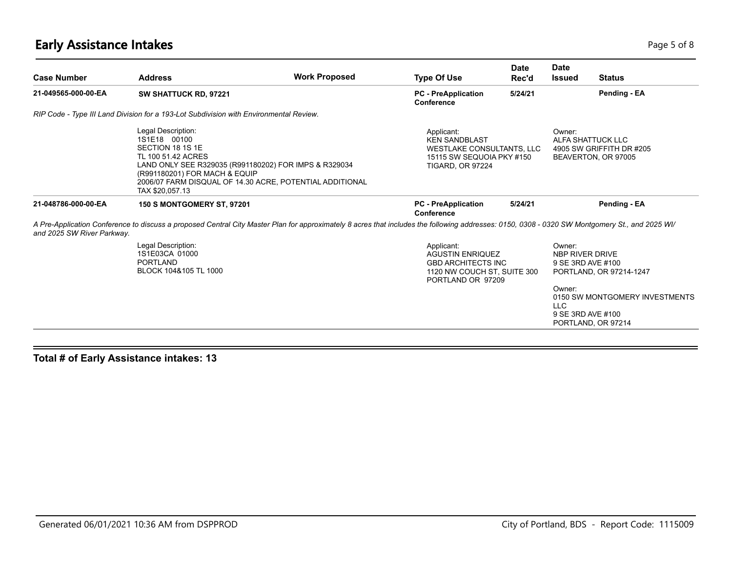# Early Assistance Intakes

| Case Number | Address | Work Proposed | Type Of Use | Date Rec'd | Date Issued | Status |
|---|---|---|---|---|---|---|
| 21-049565-000-00-EA | SW SHATTUCK RD, 97221 | | PC - PreApplication Conference | 5/24/21 | | Pending - EA |

*RIP Code - Type III Land Division for a 193-Lot Subdivision with Environmental Review.*

Legal Description:
1S1E18 00100
SECTION 18 1S 1E
TL 100 51.42 ACRES
LAND ONLY SEE R329035 (R991180202) FOR IMPS & R329034 (R991180201) FOR MACH & EQUIP
2006/07 FARM DISQUAL OF 14.30 ACRE, POTENTIAL ADDITIONAL TAX $20,057.13

Applicant:
KEN SANDBLAST
WESTLAKE CONSULTANTS, LLC
15115 SW SEQUOIA PKY #150
TIGARD, OR 97224

Owner:
ALFA SHATTUCK LLC
4905 SW GRIFFITH DR #205
BEAVERTON, OR 97005

| Case Number | Address | Work Proposed | Type Of Use | Date Rec'd | Date Issued | Status |
|---|---|---|---|---|---|---|
| 21-048786-000-00-EA | 150 S MONTGOMERY ST, 97201 | | PC - PreApplication Conference | 5/24/21 | | Pending - EA |

*A Pre-Application Conference to discuss a proposed Central City Master Plan for approximately 8 acres that includes the following addresses: 0150, 0308 - 0320 SW Montgomery St., and 2025 WI/ and 2025 SW River Parkway.*

Legal Description:
1S1E03CA 01000
PORTLAND
BLOCK 104&105 TL 1000

Applicant:
AGUSTIN ENRIQUEZ
GBD ARCHITECTS INC
1120 NW COUCH ST, SUITE 300
PORTLAND OR 97209

Owner:
NBP RIVER DRIVE
9 SE 3RD AVE #100
PORTLAND, OR 97214-1247

Owner:
0150 SW MONTGOMERY INVESTMENTS LLC
9 SE 3RD AVE #100
PORTLAND, OR 97214

**Total # of Early Assistance intakes: 13**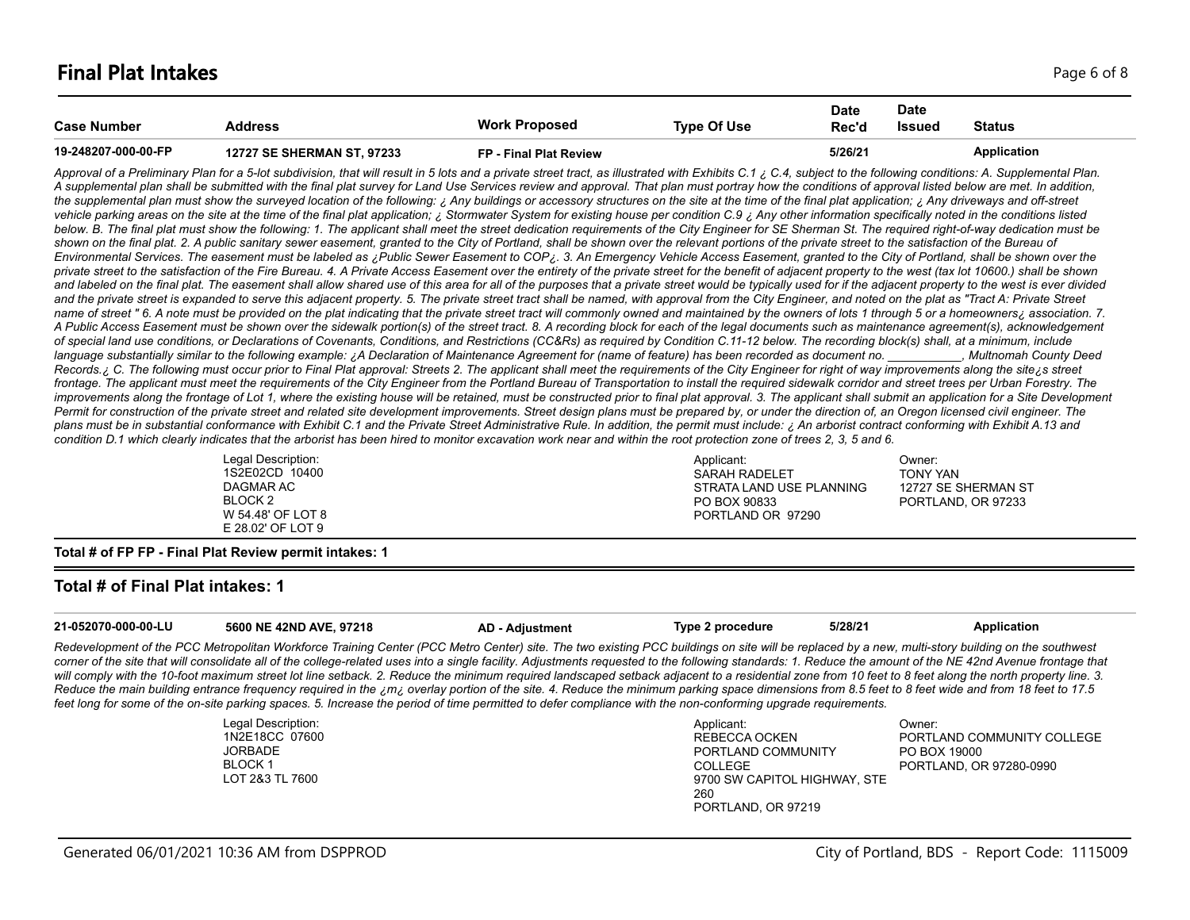## Final Plat Intakes

| Case Number | Address | Work Proposed | Type Of Use | Date Rec'd | Date Issued | Status |
|---|---|---|---|---|---|---|
| 19-248207-000-00-FP | 12727 SE SHERMAN ST, 97233 | FP - Final Plat Review | | 5/26/21 | | Application |

*Approval of a Preliminary Plan for a 5-lot subdivision, that will result in 5 lots and a private street tract, as illustrated with Exhibits C.1 ¿ C.4, subject to the following conditions: A. Supplemental Plan. A supplemental plan shall be submitted with the final plat survey for Land Use Services review and approval. That plan must portray how the conditions of approval listed below are met. In addition, the supplemental plan must show the surveyed location of the following: ¿ Any buildings or accessory structures on the site at the time of the final plat application; ¿ Any driveways and off-street vehicle parking areas on the site at the time of the final plat application; ¿ Stormwater System for existing house per condition C.9 ¿ Any other information specifically noted in the conditions listed below. B. The final plat must show the following: 1. The applicant shall meet the street dedication requirements of the City Engineer for SE Sherman St. The required right-of-way dedication must be shown on the final plat. 2. A public sanitary sewer easement, granted to the City of Portland, shall be shown over the relevant portions of the private street to the satisfaction of the Bureau of Environmental Services. The easement must be labeled as ¿Public Sewer Easement to COP¿. 3. An Emergency Vehicle Access Easement, granted to the City of Portland, shall be shown over the private street to the satisfaction of the Fire Bureau. 4. A Private Access Easement over the entirety of the private street for the benefit of adjacent property to the west (tax lot 10600.) shall be shown and labeled on the final plat. The easement shall allow shared use of this area for all of the purposes that a private street would be typically used for if the adjacent property to the west is ever divided and the private street is expanded to serve this adjacent property. 5. The private street tract shall be named, with approval from the City Engineer, and noted on the plat as "Tract A: Private Street name of street " 6. A note must be provided on the plat indicating that the private street tract will commonly owned and maintained by the owners of lots 1 through 5 or a homeowners¿ association. 7. A Public Access Easement must be shown over the sidewalk portion(s) of the street tract. 8. A recording block for each of the legal documents such as maintenance agreement(s), acknowledgement of special land use conditions, or Declarations of Covenants, Conditions, and Restrictions (CC&Rs) as required by Condition C.11-12 below. The recording block(s) shall, at a minimum, include language substantially similar to the following example: ¿A Declaration of Maintenance Agreement for (name of feature) has been recorded as document no. ___________, Multnomah County Deed Records.¿ C. The following must occur prior to Final Plat approval: Streets 2. The applicant shall meet the requirements of the City Engineer for right of way improvements along the site¿s street frontage. The applicant must meet the requirements of the City Engineer from the Portland Bureau of Transportation to install the required sidewalk corridor and street trees per Urban Forestry. The improvements along the frontage of Lot 1, where the existing house will be retained, must be constructed prior to final plat approval. 3. The applicant shall submit an application for a Site Development Permit for construction of the private street and related site development improvements. Street design plans must be prepared by, or under the direction of, an Oregon licensed civil engineer. The plans must be in substantial conformance with Exhibit C.1 and the Private Street Administrative Rule. In addition, the permit must include: ¿ An arborist contract conforming with Exhibit A.13 and condition D.1 which clearly indicates that the arborist has been hired to monitor excavation work near and within the root protection zone of trees 2, 3, 5 and 6.*

Legal Description:
1S2E02CD 10400
DAGMAR AC
BLOCK 2
W 54.48' OF LOT 8
E 28.02' OF LOT 9

Applicant:
SARAH RADELET
STRATA LAND USE PLANNING
PO BOX 90833
PORTLAND OR 97290

Owner:
TONY YAN
12727 SE SHERMAN ST
PORTLAND, OR 97233

**Total # of FP FP - Final Plat Review permit intakes: 1**

### Total # of Final Plat intakes: 1

| Case Number | Address | Work Proposed | Type Of Use | Date Rec'd | Date Issued | Status |
|---|---|---|---|---|---|---|
| 21-052070-000-00-LU | 5600 NE 42ND AVE, 97218 | AD - Adjustment | Type 2 procedure | 5/28/21 | | Application |

*Redevelopment of the PCC Metropolitan Workforce Training Center (PCC Metro Center) site. The two existing PCC buildings on site will be replaced by a new, multi-story building on the southwest corner of the site that will consolidate all of the college-related uses into a single facility. Adjustments requested to the following standards: 1. Reduce the amount of the NE 42nd Avenue frontage that will comply with the 10-foot maximum street lot line setback. 2. Reduce the minimum required landscaped setback adjacent to a residential zone from 10 feet to 8 feet along the north property line. 3. Reduce the main building entrance frequency required in the ¿m¿ overlay portion of the site. 4. Reduce the minimum parking space dimensions from 8.5 feet to 8 feet wide and from 18 feet to 17.5 feet long for some of the on-site parking spaces. 5. Increase the period of time permitted to defer compliance with the non-conforming upgrade requirements.*

Legal Description:
1N2E18CC 07600
JORBADE
BLOCK 1
LOT 2&3 TL 7600

Applicant:
REBECCA OCKEN
PORTLAND COMMUNITY COLLEGE
9700 SW CAPITOL HIGHWAY, STE 260
PORTLAND, OR 97219

Owner:
PORTLAND COMMUNITY COLLEGE
PO BOX 19000
PORTLAND, OR 97280-0990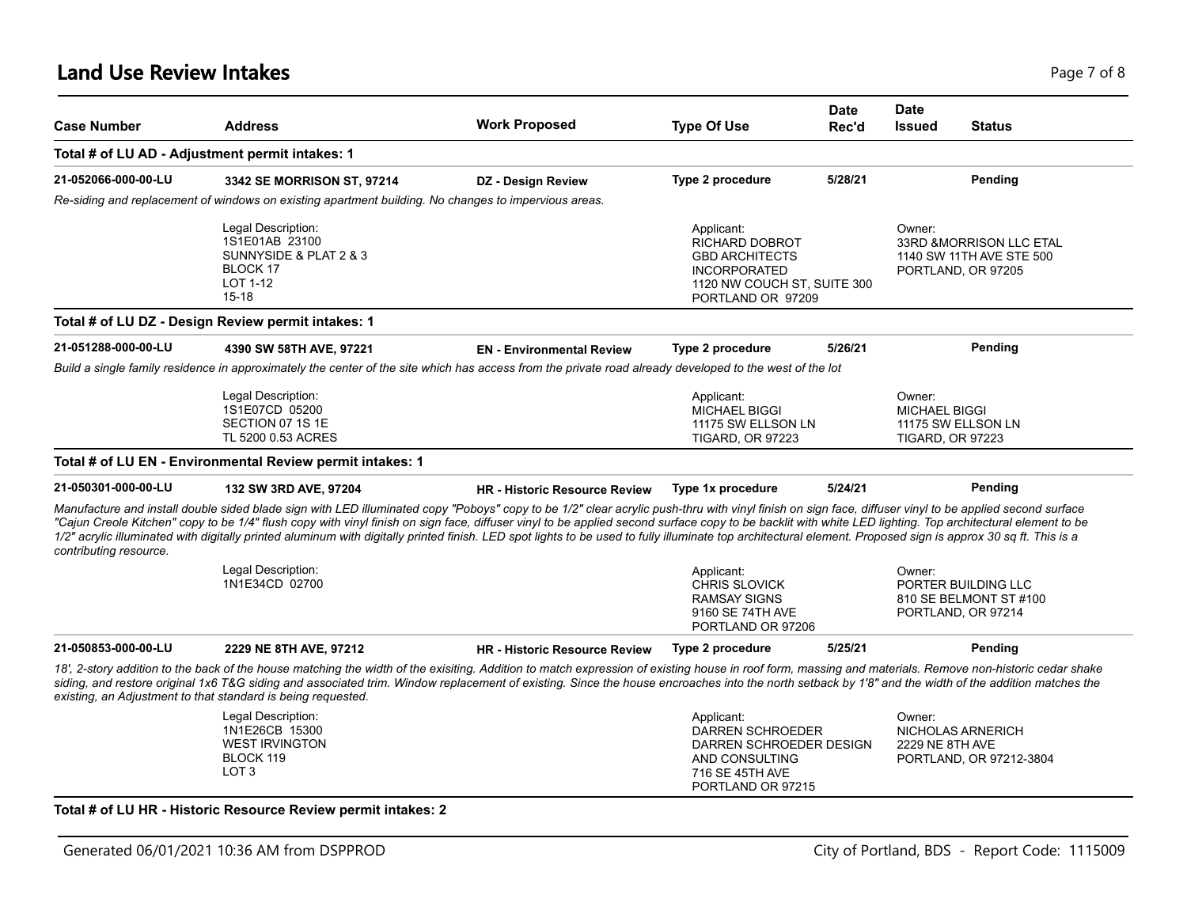# Land Use Review Intakes

| Case Number | Address | Work Proposed | Type Of Use | Date Rec'd | Date Issued | Status |
|---|---|---|---|---|---|---|

**Total # of LU AD - Adjustment permit intakes: 1**

| Case Number | Address | Work Proposed | Type Of Use | Date Rec'd | Date Issued | Status |
|---|---|---|---|---|---|---|
| **21-052066-000-00-LU** | **3342 SE MORRISON ST, 97214** | **DZ - Design Review** | **Type 2 procedure** | **5/28/21** | | **Pending** |

*Re-siding and replacement of windows on existing apartment building. No changes to impervious areas.*

Legal Description:
1S1E01AB 23100
SUNNYSIDE & PLAT 2 & 3
BLOCK 17
LOT 1-12
15-18

Applicant:
RICHARD DOBROT
GBD ARCHITECTS
INCORPORATED
1120 NW COUCH ST, SUITE 300
PORTLAND OR 97209

Owner:
33RD &MORRISON LLC ETAL
1140 SW 11TH AVE STE 500
PORTLAND, OR 97205

**Total # of LU DZ - Design Review permit intakes: 1**

| Case Number | Address | Work Proposed | Type Of Use | Date Rec'd | Date Issued | Status |
|---|---|---|---|---|---|---|
| **21-051288-000-00-LU** | **4390 SW 58TH AVE, 97221** | **EN - Environmental Review** | **Type 2 procedure** | **5/26/21** | | **Pending** |

*Build a single family residence in approximately the center of the site which has access from the private road already developed to the west of the lot*

Legal Description:
1S1E07CD 05200
SECTION 07 1S 1E
TL 5200 0.53 ACRES

Applicant:
MICHAEL BIGGI
11175 SW ELLSON LN
TIGARD, OR 97223

Owner:
MICHAEL BIGGI
11175 SW ELLSON LN
TIGARD, OR 97223

**Total # of LU EN - Environmental Review permit intakes: 1**

| Case Number | Address | Work Proposed | Type Of Use | Date Rec'd | Date Issued | Status |
|---|---|---|---|---|---|---|
| **21-050301-000-00-LU** | **132 SW 3RD AVE, 97204** | **HR - Historic Resource Review** | **Type 1x procedure** | **5/24/21** | | **Pending** |

*Manufacture and install double sided blade sign with LED illuminated copy "Poboys" copy to be 1/2" clear acrylic push-thru with vinyl finish on sign face, diffuser vinyl to be applied second surface "Cajun Creole Kitchen" copy to be 1/4" flush copy with vinyl finish on sign face, diffuser vinyl to be applied second surface copy to be backlit with white LED lighting. Top architectural element to be 1/2" acrylic illuminated with digitally printed aluminum with digitally printed finish. LED spot lights to be used to fully illuminate top architectural element. Proposed sign is approx 30 sq ft. This is a contributing resource.*

Legal Description:
1N1E34CD 02700

Applicant:
CHRIS SLOVICK
RAMSAY SIGNS
9160 SE 74TH AVE
PORTLAND OR 97206

Owner:
PORTER BUILDING LLC
810 SE BELMONT ST #100
PORTLAND, OR 97214

| Case Number | Address | Work Proposed | Type Of Use | Date Rec'd | Date Issued | Status |
|---|---|---|---|---|---|---|
| **21-050853-000-00-LU** | **2229 NE 8TH AVE, 97212** | **HR - Historic Resource Review** | **Type 2 procedure** | **5/25/21** | | **Pending** |

*18', 2-story addition to the back of the house matching the width of the exisiting. Addition to match expression of existing house in roof form, massing and materials. Remove non-historic cedar shake siding, and restore original 1x6 T&G siding and associated trim. Window replacement of existing. Since the house encroaches into the north setback by 1'8" and the width of the addition matches the existing, an Adjustment to that standard is being requested.*

Legal Description:
1N1E26CB 15300
WEST IRVINGTON
BLOCK 119
LOT 3

Applicant:
DARREN SCHROEDER
DARREN SCHROEDER DESIGN
AND CONSULTING
716 SE 45TH AVE
PORTLAND OR 97215

Owner:
NICHOLAS ARNERICH
2229 NE 8TH AVE
PORTLAND, OR 97212-3804

**Total # of LU HR - Historic Resource Review permit intakes: 2**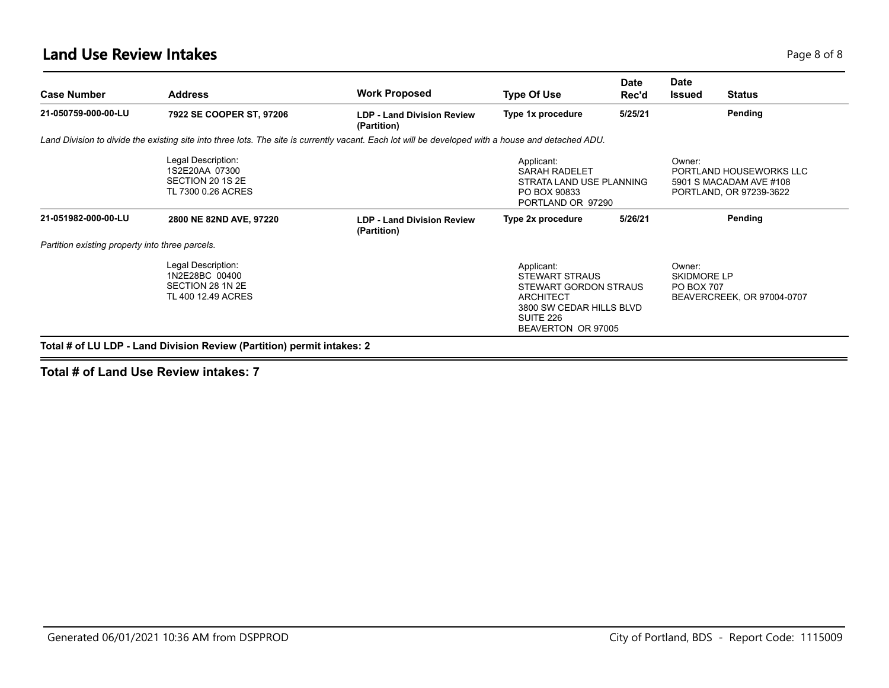# Land Use Review Intakes

| Case Number | Address | Work Proposed | Type Of Use | Date Rec'd | Date Issued | Status |
|---|---|---|---|---|---|---|
| **21-050759-000-00-LU** | **7922 SE COOPER ST, 97206** | **LDP - Land Division Review (Partition)** | **Type 1x procedure** | **5/25/21** | | **Pending** |

*Land Division to divide the existing site into three lots. The site is currently vacant. Each lot will be developed with a house and detached ADU.*

Legal Description:
1S2E20AA 07300
SECTION 20 1S 2E
TL 7300 0.26 ACRES

Applicant:
SARAH RADELET
STRATA LAND USE PLANNING
PO BOX 90833
PORTLAND OR 97290

Owner:
PORTLAND HOUSEWORKS LLC
5901 S MACADAM AVE #108
PORTLAND, OR 97239-3622

| Case Number | Address | Work Proposed | Type Of Use | Date Rec'd | Date Issued | Status |
|---|---|---|---|---|---|---|
| **21-051982-000-00-LU** | **2800 NE 82ND AVE, 97220** | **LDP - Land Division Review (Partition)** | **Type 2x procedure** | **5/26/21** | | **Pending** |

*Partition existing property into three parcels.*

Legal Description:
1N2E28BC 00400
SECTION 28 1N 2E
TL 400 12.49 ACRES

Applicant:
STEWART STRAUS
STEWART GORDON STRAUS ARCHITECT
3800 SW CEDAR HILLS BLVD
SUITE 226
BEAVERTON OR 97005

Owner:
SKIDMORE LP
PO BOX 707
BEAVERCREEK, OR 97004-0707

**Total # of LU LDP - Land Division Review (Partition) permit intakes: 2**

**Total # of Land Use Review intakes: 7**

Generated 06/01/2021 10:36 AM from DSPPROD

City of Portland, BDS - Report Code: 1115009